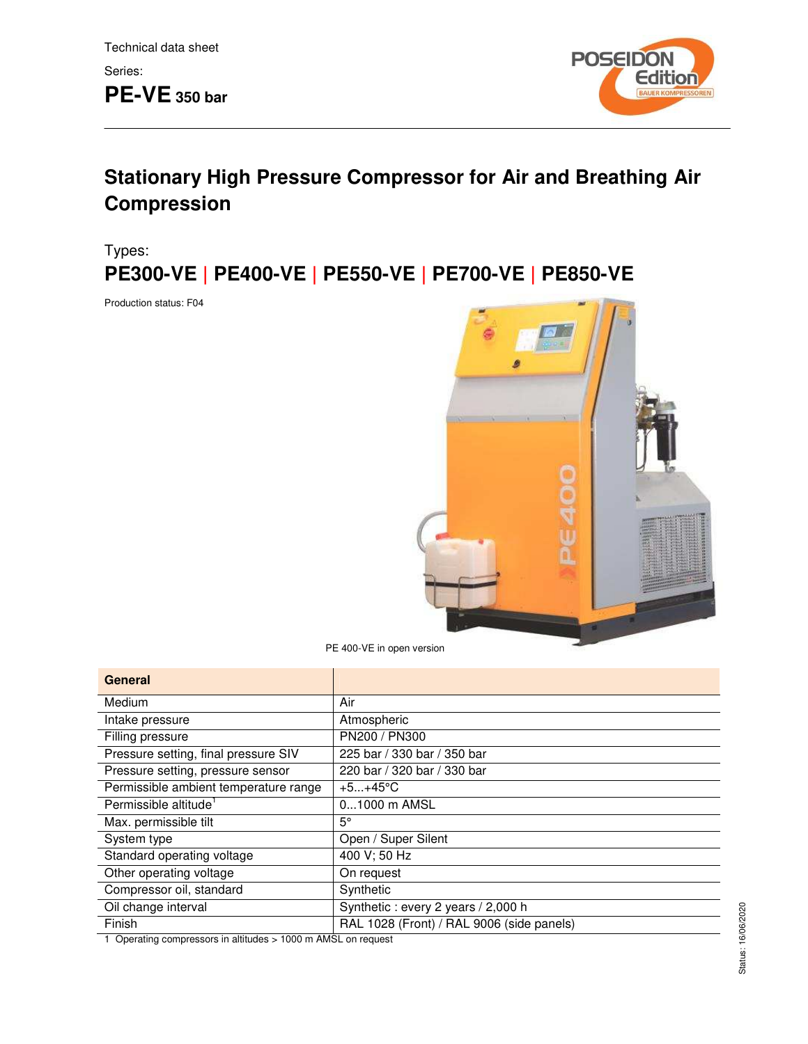Technical data sheet

Series:

# PE-VE 350 bar

## Stationary High Pressure Compressor for Air and Breathing Air Compression

Types:

### PE300-VE | PE400-VE | PE550-VE | PE700-VE | PE850-VE

Production status: F04

PE 400-VE in open version

| General | |
|---|---|
| Medium | Air |
| Intake pressure | Atmospheric |
| Filling pressure | PN200 / PN300 |
| Pressure setting, final pressure SIV | 225 bar / 330 bar / 350 bar |
| Pressure setting, pressure sensor | 220 bar / 320 bar / 330 bar |
| Permissible ambient temperature range | +5...+45°C |
| Permissible altitude[1] | 0...1000 m AMSL |
| Max. permissible tilt | 5° |
| System type | Open / Super Silent |
| Standard operating voltage | 400 V; 50 Hz |
| Other operating voltage | On request |
| Compressor oil, standard | Synthetic |
| Oil change interval | Synthetic : every 2 years / 2,000 h |
| Finish | RAL 1028 (Front) / RAL 9006 (side panels) |

1 Operating compressors in altitudes > 1000 m AMSL on request

Status: 16/06/2020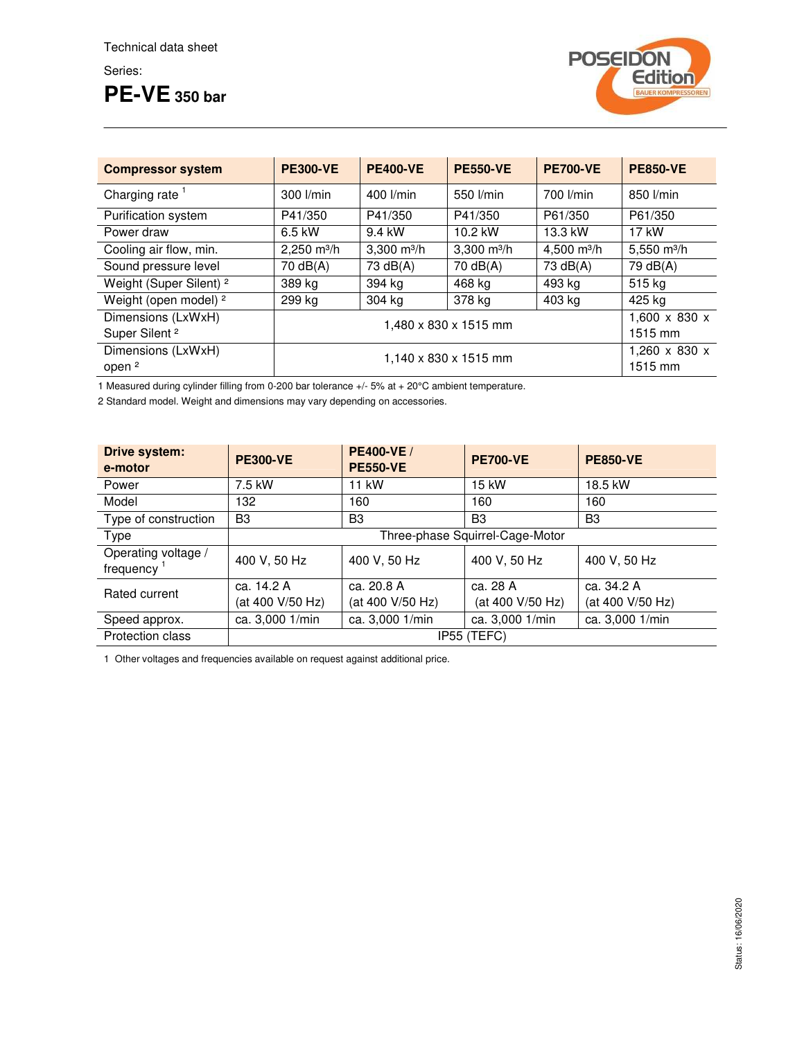Technical data sheet

Series:

# PE-VE 350 bar

| Compressor system | PE300-VE | PE400-VE | PE550-VE | PE700-VE | PE850-VE |
|---|---|---|---|---|---|
| Charging rate [1] | 300 l/min | 400 l/min | 550 l/min | 700 l/min | 850 l/min |
| Purification system | P41/350 | P41/350 | P41/350 | P61/350 | P61/350 |
| Power draw | 6.5 kW | 9.4 kW | 10.2 kW | 13.3 kW | 17 kW |
| Cooling air flow, min. | 2,250 m³/h | 3,300 m³/h | 3,300 m³/h | 4,500 m³/h | 5,550 m³/h |
| Sound pressure level | 70 dB(A) | 73 dB(A) | 70 dB(A) | 73 dB(A) | 79 dB(A) |
| Weight (Super Silent) [2] | 389 kg | 394 kg | 468 kg | 493 kg | 515 kg |
| Weight (open model) [2] | 299 kg | 304 kg | 378 kg | 403 kg | 425 kg |
| Dimensions (LxWxH) Super Silent [2] | 1,480 x 830 x 1515 mm | | | | 1,600 x 830 x 1515 mm |
| Dimensions (LxWxH) open [2] | 1,140 x 830 x 1515 mm | | | | 1,260 x 830 x 1515 mm |

1 Measured during cylinder filling from 0-200 bar tolerance +/- 5% at + 20°C ambient temperature.

2 Standard model. Weight and dimensions may vary depending on accessories.

| Drive system: e-motor | PE300-VE | PE400-VE / PE550-VE | PE700-VE | PE850-VE |
|---|---|---|---|---|
| Power | 7.5 kW | 11 kW | 15 kW | 18.5 kW |
| Model | 132 | 160 | 160 | 160 |
| Type of construction | B3 | B3 | B3 | B3 |
| Type | Three-phase Squirrel-Cage-Motor | | | |
| Operating voltage / frequency [1] | 400 V, 50 Hz | 400 V, 50 Hz | 400 V, 50 Hz | 400 V, 50 Hz |
| Rated current | ca. 14.2 A (at 400 V/50 Hz) | ca. 20.8 A (at 400 V/50 Hz) | ca. 28 A (at 400 V/50 Hz) | ca. 34.2 A (at 400 V/50 Hz) |
| Speed approx. | ca. 3,000 1/min | ca. 3,000 1/min | ca. 3,000 1/min | ca. 3,000 1/min |
| Protection class | IP55 (TEFC) | | | |

1 Other voltages and frequencies available on request against additional price.

Status: 16/06/2020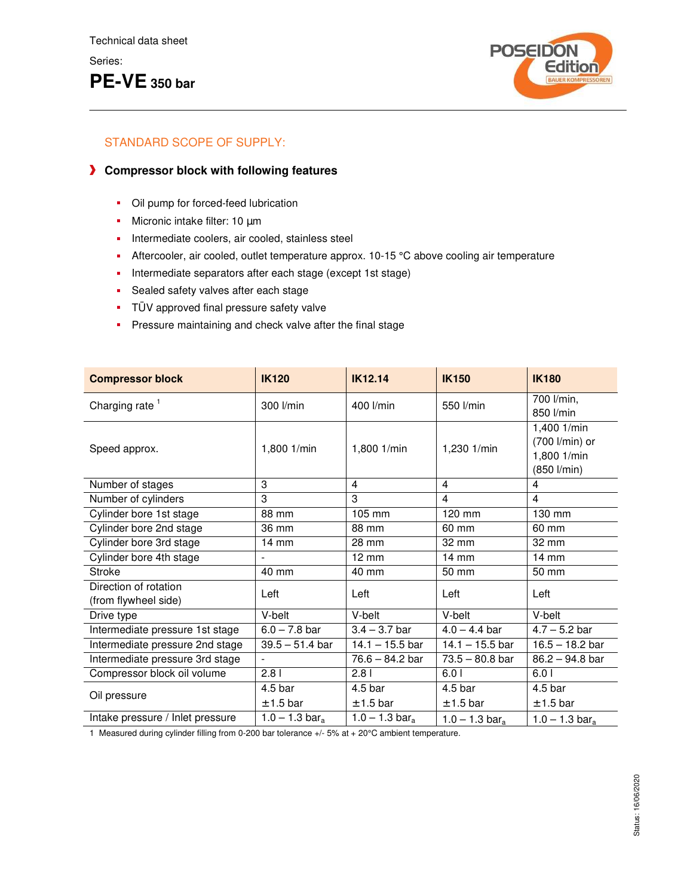Technical data sheet

Series:

# PE-VE 350 bar

## STANDARD SCOPE OF SUPPLY:

### Compressor block with following features

- Oil pump for forced-feed lubrication
- Micronic intake filter: 10 µm
- Intermediate coolers, air cooled, stainless steel
- Aftercooler, air cooled, outlet temperature approx. 10-15 °C above cooling air temperature
- Intermediate separators after each stage (except 1st stage)
- Sealed safety valves after each stage
- TÜV approved final pressure safety valve
- Pressure maintaining and check valve after the final stage

| Compressor block | IK120 | IK12.14 | IK150 | IK180 |
|---|---|---|---|---|
| Charging rate [1] | 300 l/min | 400 l/min | 550 l/min | 700 l/min, 850 l/min |
| Speed approx. | 1,800 1/min | 1,800 1/min | 1,230 1/min | 1,400 1/min (700 l/min) or 1,800 1/min (850 l/min) |
| Number of stages | 3 | 4 | 4 | 4 |
| Number of cylinders | 3 | 3 | 4 | 4 |
| Cylinder bore 1st stage | 88 mm | 105 mm | 120 mm | 130 mm |
| Cylinder bore 2nd stage | 36 mm | 88 mm | 60 mm | 60 mm |
| Cylinder bore 3rd stage | 14 mm | 28 mm | 32 mm | 32 mm |
| Cylinder bore 4th stage | - | 12 mm | 14 mm | 14 mm |
| Stroke | 40 mm | 40 mm | 50 mm | 50 mm |
| Direction of rotation (from flywheel side) | Left | Left | Left | Left |
| Drive type | V-belt | V-belt | V-belt | V-belt |
| Intermediate pressure 1st stage | 6.0 – 7.8 bar | 3.4 – 3.7 bar | 4.0 – 4.4 bar | 4.7 – 5.2 bar |
| Intermediate pressure 2nd stage | 39.5 – 51.4 bar | 14.1 – 15.5 bar | 14.1 – 15.5 bar | 16.5 – 18.2 bar |
| Intermediate pressure 3rd stage | - | 76.6 – 84.2 bar | 73.5 – 80.8 bar | 86.2 – 94.8 bar |
| Compressor block oil volume | 2.8 l | 2.8 l | 6.0 l | 6.0 l |
| Oil pressure | 4.5 bar ±1.5 bar | 4.5 bar ±1.5 bar | 4.5 bar ±1.5 bar | 4.5 bar ±1.5 bar |
| Intake pressure / Inlet pressure | 1.0 – 1.3 $bar_a$ | 1.0 – 1.3 $bar_a$ | 1.0 – 1.3 $bar_a$ | 1.0 – 1.3 $bar_a$ |

1 Measured during cylinder filling from 0-200 bar tolerance +/- 5% at + 20°C ambient temperature.

Status: 16/06/2020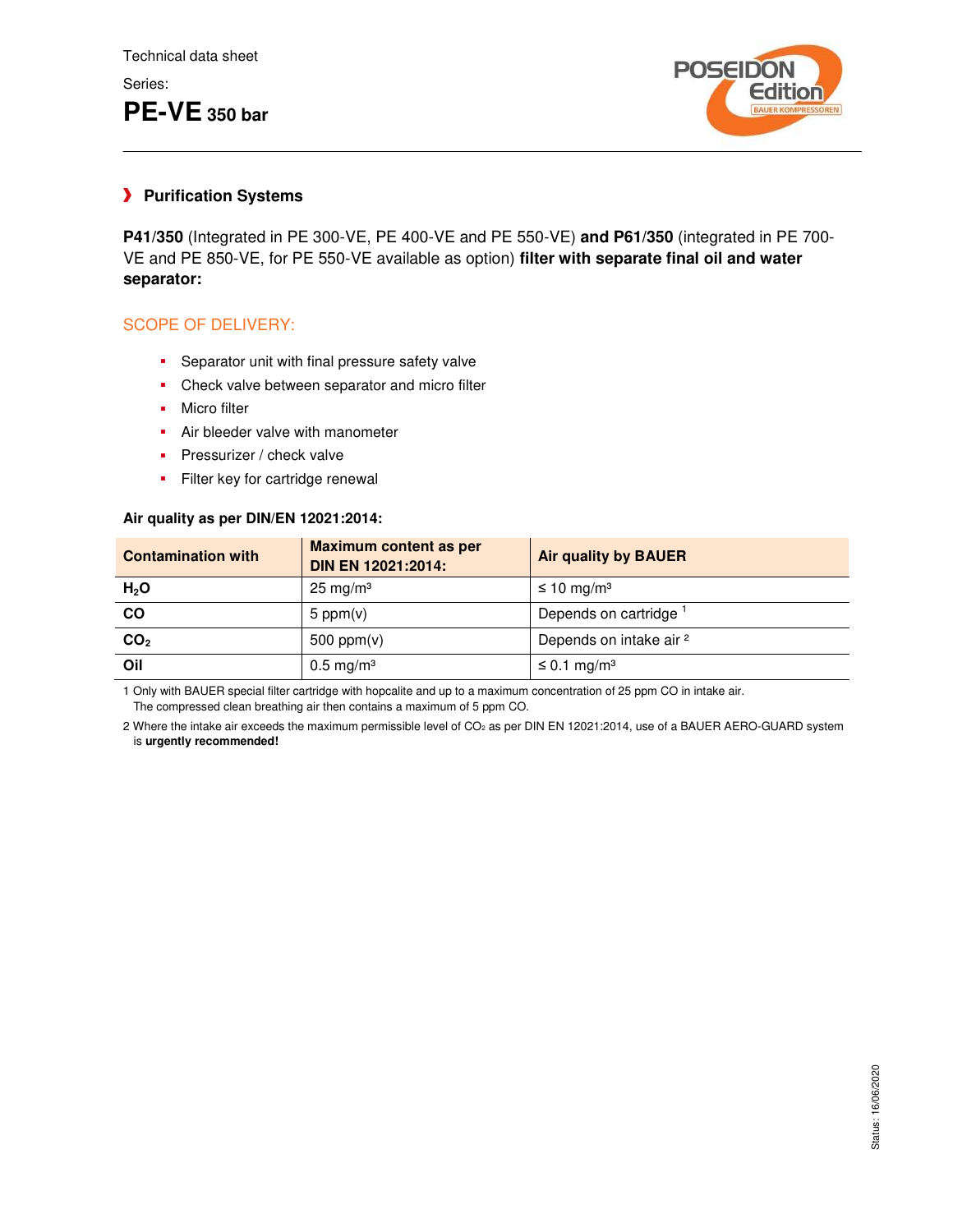Technical data sheet

Series:

# PE-VE 350 bar

## Purification Systems

**P41/350** (Integrated in PE 300-VE, PE 400-VE and PE 550-VE) **and P61/350** (integrated in PE 700-VE and PE 850-VE, for PE 550-VE available as option) **filter with separate final oil and water separator:**

### SCOPE OF DELIVERY:

- Separator unit with final pressure safety valve
- Check valve between separator and micro filter
- Micro filter
- Air bleeder valve with manometer
- Pressurizer / check valve
- Filter key for cartridge renewal

**Air quality as per DIN/EN 12021:2014:**

| Contamination with | Maximum content as per DIN EN 12021:2014: | Air quality by BAUER |
|---|---|---|
| **$H_2O$** | 25 mg/m³ | ≤ 10 mg/m³ |
| **CO** | 5 ppm(v) | Depends on cartridge [1] |
| **$CO_2$** | 500 ppm(v) | Depends on intake air [2] |
| **Oil** | 0.5 mg/m³ | ≤ 0.1 mg/m³ |

1 Only with BAUER special filter cartridge with hopcalite and up to a maximum concentration of 25 ppm CO in intake air. The compressed clean breathing air then contains a maximum of 5 ppm CO.

2 Where the intake air exceeds the maximum permissible level of $CO_2$ as per DIN EN 12021:2014, use of a BAUER AERO-GUARD system is **urgently recommended!**

Status: 16/06/2020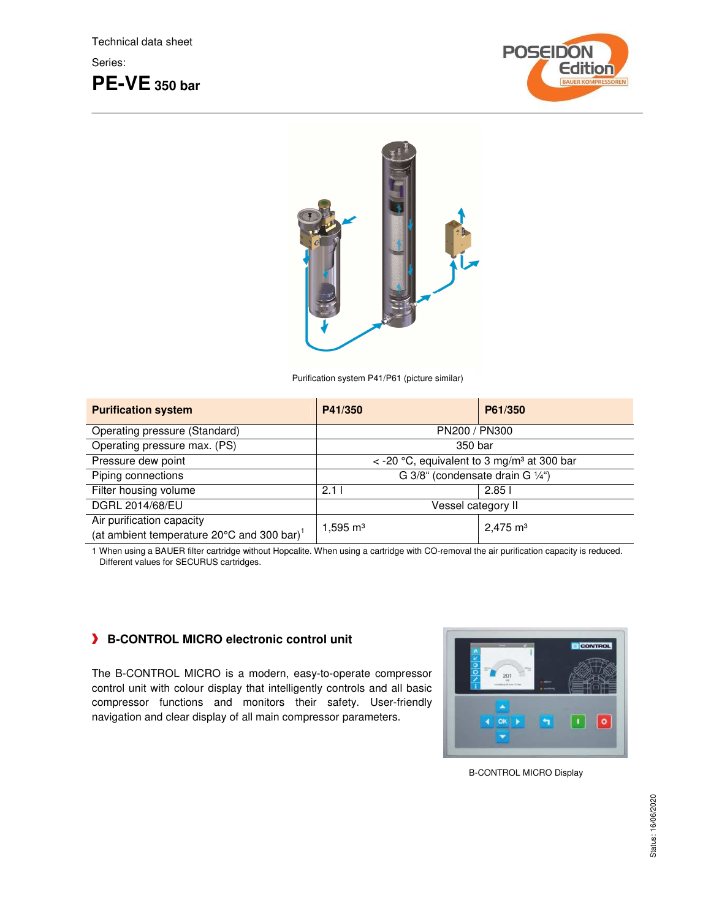Technical data sheet

Series:

# PE-VE 350 bar

Purification system P41/P61 (picture similar)

| Purification system | P41/350 | P61/350 |
|---|---|---|
| Operating pressure (Standard) | PN200 / PN300 | |
| Operating pressure max. (PS) | 350 bar | |
| Pressure dew point | < -20 °C, equivalent to 3 mg/m³ at 300 bar | |
| Piping connections | G 3/8“ (condensate drain G ¼“) | |
| Filter housing volume | 2.1 l | 2.85 l |
| DGRL 2014/68/EU | Vessel category II | |
| Air purification capacity (at ambient temperature 20°C and 300 bar)[1] | 1,595 m³ | 2,475 m³ |

1 When using a BAUER filter cartridge without Hopcalite. When using a cartridge with CO-removal the air purification capacity is reduced. Different values for SECURUS cartridges.

## B-CONTROL MICRO electronic control unit

The B-CONTROL MICRO is a modern, easy-to-operate compressor control unit with colour display that intelligently controls and all basic compressor functions and monitors their safety. User-friendly navigation and clear display of all main compressor parameters.

B-CONTROL MICRO Display

Status: 16/06/2020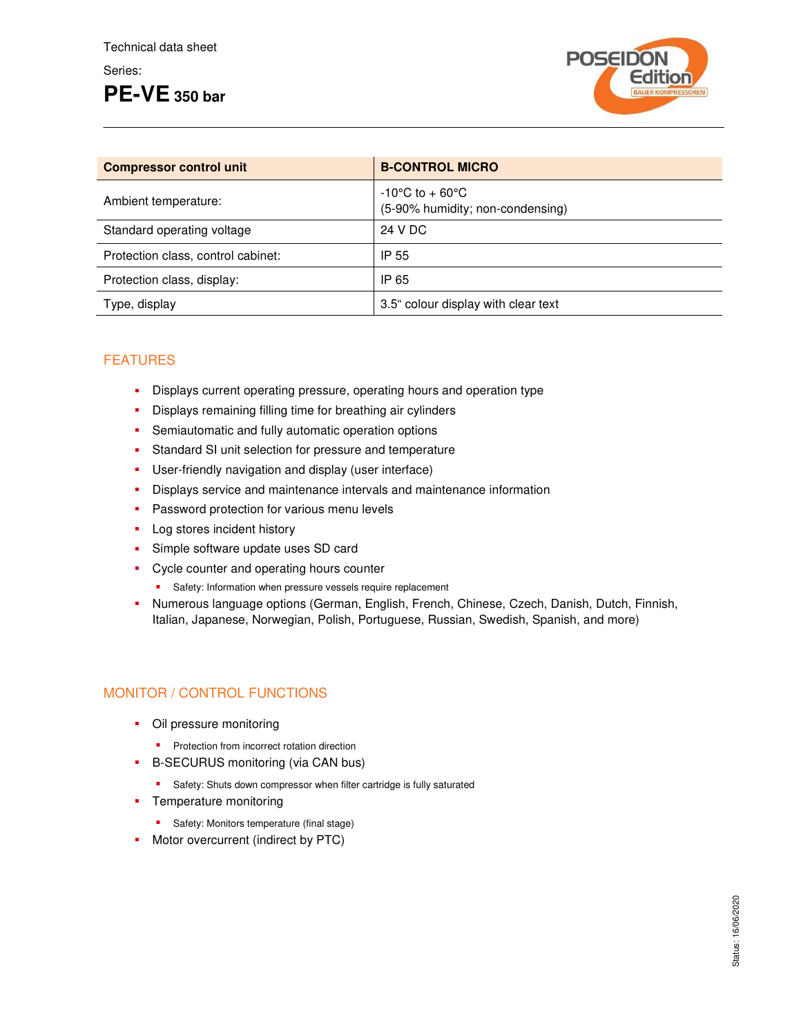Technical data sheet

Series:

# PE-VE 350 bar

| Compressor control unit | B-CONTROL MICRO |
| --- | --- |
| Ambient temperature: | -10°C to + 60°C<br>(5-90% humidity; non-condensing) |
| Standard operating voltage | 24 V DC |
| Protection class, control cabinet: | IP 55 |
| Protection class, display: | IP 65 |
| Type, display | 3.5“ colour display with clear text |

## FEATURES

- Displays current operating pressure, operating hours and operation type
- Displays remaining filling time for breathing air cylinders
- Semiautomatic and fully automatic operation options
- Standard SI unit selection for pressure and temperature
- User-friendly navigation and display (user interface)
- Displays service and maintenance intervals and maintenance information
- Password protection for various menu levels
- Log stores incident history
- Simple software update uses SD card
- Cycle counter and operating hours counter
  - Safety: Information when pressure vessels require replacement
- Numerous language options (German, English, French, Chinese, Czech, Danish, Dutch, Finnish, Italian, Japanese, Norwegian, Polish, Portuguese, Russian, Swedish, Spanish, and more)

## MONITOR / CONTROL FUNCTIONS

- Oil pressure monitoring
  - Protection from incorrect rotation direction
- B-SECURUS monitoring (via CAN bus)
  - Safety: Shuts down compressor when filter cartridge is fully saturated
- Temperature monitoring
  - Safety: Monitors temperature (final stage)
- Motor overcurrent (indirect by PTC)

Status: 16/06/2020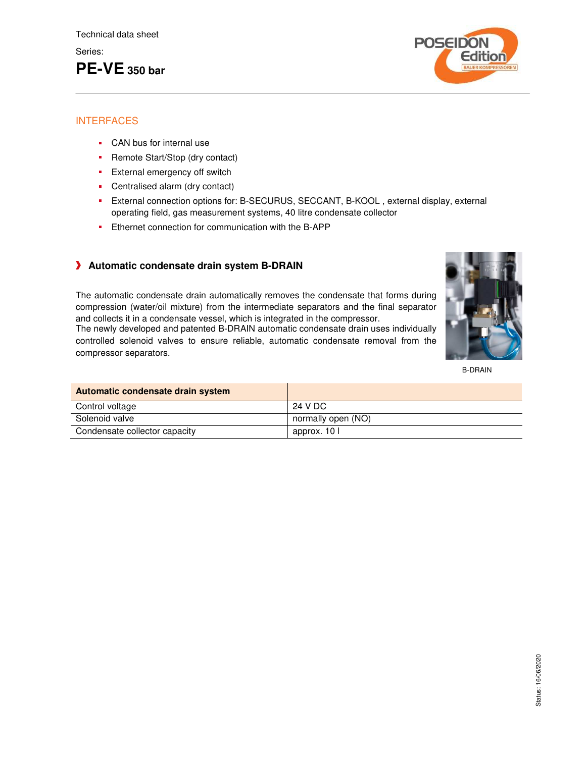Technical data sheet

Series:

# PE-VE 350 bar

## INTERFACES

- CAN bus for internal use
- Remote Start/Stop (dry contact)
- External emergency off switch
- Centralised alarm (dry contact)
- External connection options for: B-SECURUS, SECCANT, B-KOOL , external display, external operating field, gas measurement systems, 40 litre condensate collector
- Ethernet connection for communication with the B-APP

### › Automatic condensate drain system B-DRAIN

The automatic condensate drain automatically removes the condensate that forms during compression (water/oil mixture) from the intermediate separators and the final separator and collects it in a condensate vessel, which is integrated in the compressor.
The newly developed and patented B-DRAIN automatic condensate drain uses individually controlled solenoid valves to ensure reliable, automatic condensate removal from the compressor separators.

B-DRAIN

| Automatic condensate drain system | |
|---|---|
| Control voltage | 24 V DC |
| Solenoid valve | normally open (NO) |
| Condensate collector capacity | approx. 10 l |

Status: 16/06/2020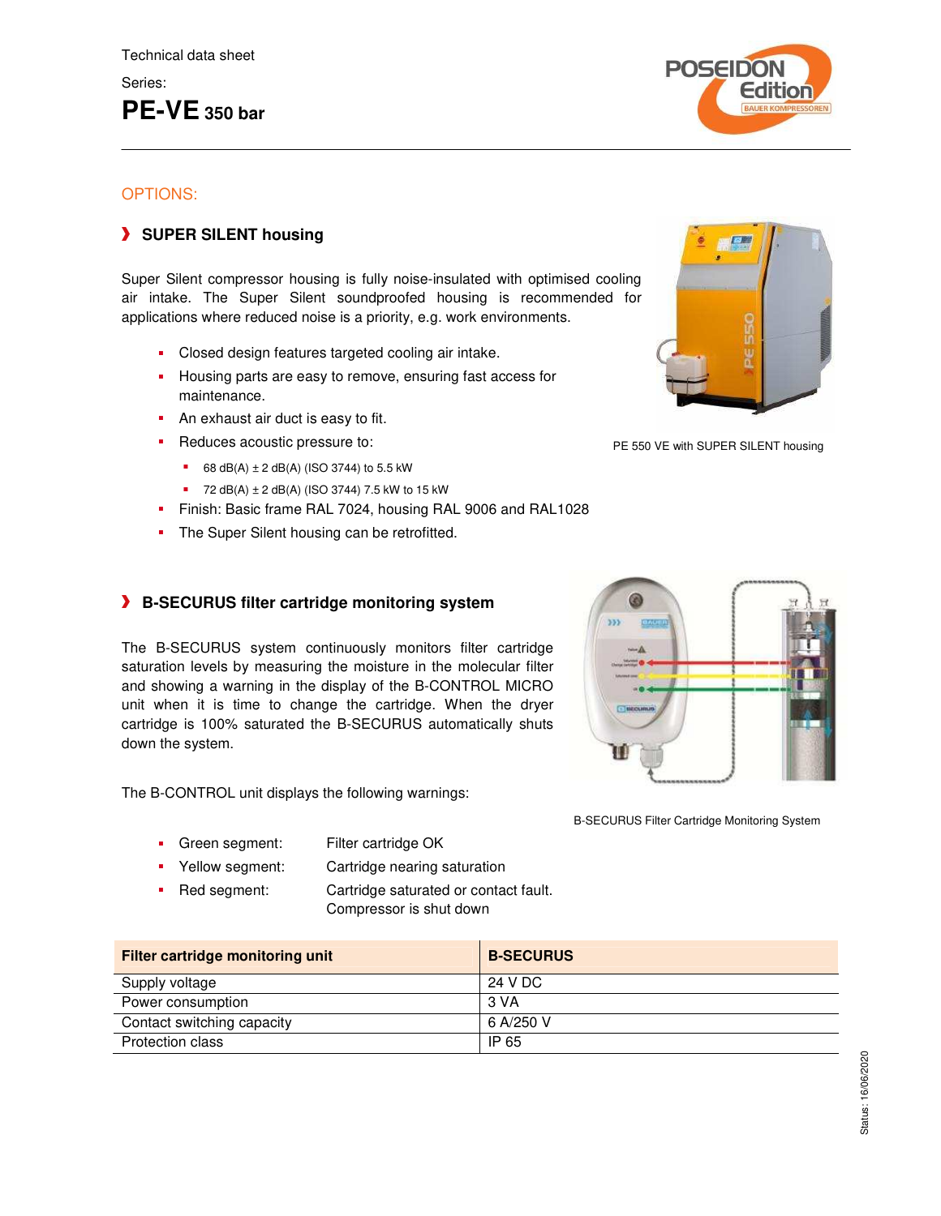Technical data sheet

Series:

# PE-VE 350 bar

## OPTIONS:

### › SUPER SILENT housing

Super Silent compressor housing is fully noise-insulated with optimised cooling air intake. The Super Silent soundproofed housing is recommended for applications where reduced noise is a priority, e.g. work environments.

- Closed design features targeted cooling air intake.
- Housing parts are easy to remove, ensuring fast access for maintenance.
- An exhaust air duct is easy to fit.
- Reduces acoustic pressure to:
  - 68 dB(A) ± 2 dB(A) (ISO 3744) to 5.5 kW
  - 72 dB(A) ± 2 dB(A) (ISO 3744) 7.5 kW to 15 kW
- Finish: Basic frame RAL 7024, housing RAL 9006 and RAL1028
- The Super Silent housing can be retrofitted.

PE 550 VE with SUPER SILENT housing

### › B-SECURUS filter cartridge monitoring system

The B-SECURUS system continuously monitors filter cartridge saturation levels by measuring the moisture in the molecular filter and showing a warning in the display of the B-CONTROL MICRO unit when it is time to change the cartridge. When the dryer cartridge is 100% saturated the B-SECURUS automatically shuts down the system.

The B-CONTROL unit displays the following warnings:

- Green segment: Filter cartridge OK
- Yellow segment: Cartridge nearing saturation
- Red segment: Cartridge saturated or contact fault. Compressor is shut down

B-SECURUS Filter Cartridge Monitoring System

| Filter cartridge monitoring unit | B-SECURUS |
|---|---|
| Supply voltage | 24 V DC |
| Power consumption | 3 VA |
| Contact switching capacity | 6 A/250 V |
| Protection class | IP 65 |

Status: 16/06/2020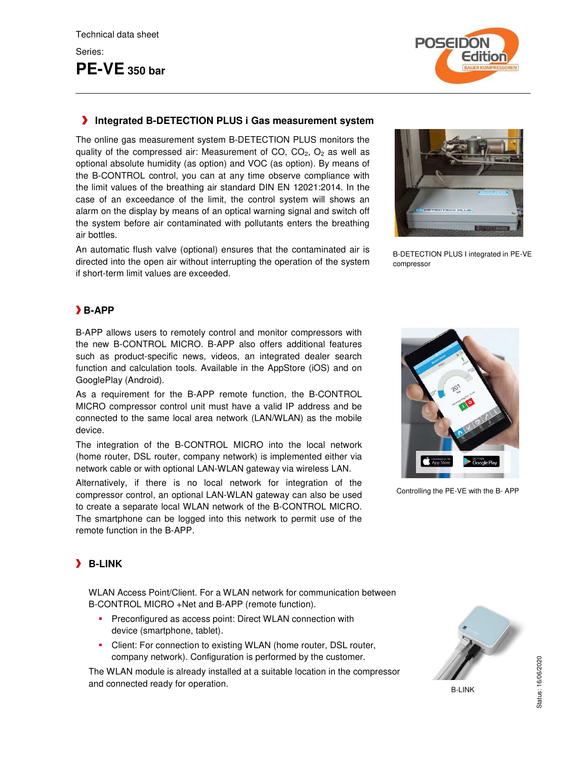Technical data sheet

Series:

# PE-VE 350 bar

## Integrated B-DETECTION PLUS i Gas measurement system

The online gas measurement system B-DETECTION PLUS monitors the quality of the compressed air: Measurement of CO, $CO_2$, $O_2$ as well as optional absolute humidity (as option) and VOC (as option). By means of the B-CONTROL control, you can at any time observe compliance with the limit values of the breathing air standard DIN EN 12021:2014. In the case of an exceedance of the limit, the control system will shows an alarm on the display by means of an optical warning signal and switch off the system before air contaminated with pollutants enters the breathing air bottles.

An automatic flush valve (optional) ensures that the contaminated air is directed into the open air without interrupting the operation of the system if short-term limit values are exceeded.

B-DETECTION PLUS I integrated in PE-VE compressor

## B-APP

B-APP allows users to remotely control and monitor compressors with the new B-CONTROL MICRO. B-APP also offers additional features such as product-specific news, videos, an integrated dealer search function and calculation tools. Available in the AppStore (iOS) and on GooglePlay (Android).

As a requirement for the B-APP remote function, the B-CONTROL MICRO compressor control unit must have a valid IP address and be connected to the same local area network (LAN/WLAN) as the mobile device.

The integration of the B-CONTROL MICRO into the local network (home router, DSL router, company network) is implemented either via network cable or with optional LAN-WLAN gateway via wireless LAN.

Alternatively, if there is no local network for integration of the compressor control, an optional LAN-WLAN gateway can also be used to create a separate local WLAN network of the B-CONTROL MICRO. The smartphone can be logged into this network to permit use of the remote function in the B-APP.

Controlling the PE-VE with the B- APP

## B-LINK

WLAN Access Point/Client. For a WLAN network for communication between B-CONTROL MICRO +Net and B-APP (remote function).

- Preconfigured as access point: Direct WLAN connection with device (smartphone, tablet).
- Client: For connection to existing WLAN (home router, DSL router, company network). Configuration is performed by the customer.

The WLAN module is already installed at a suitable location in the compressor and connected ready for operation.

B-LINK

Status: 16/06/2020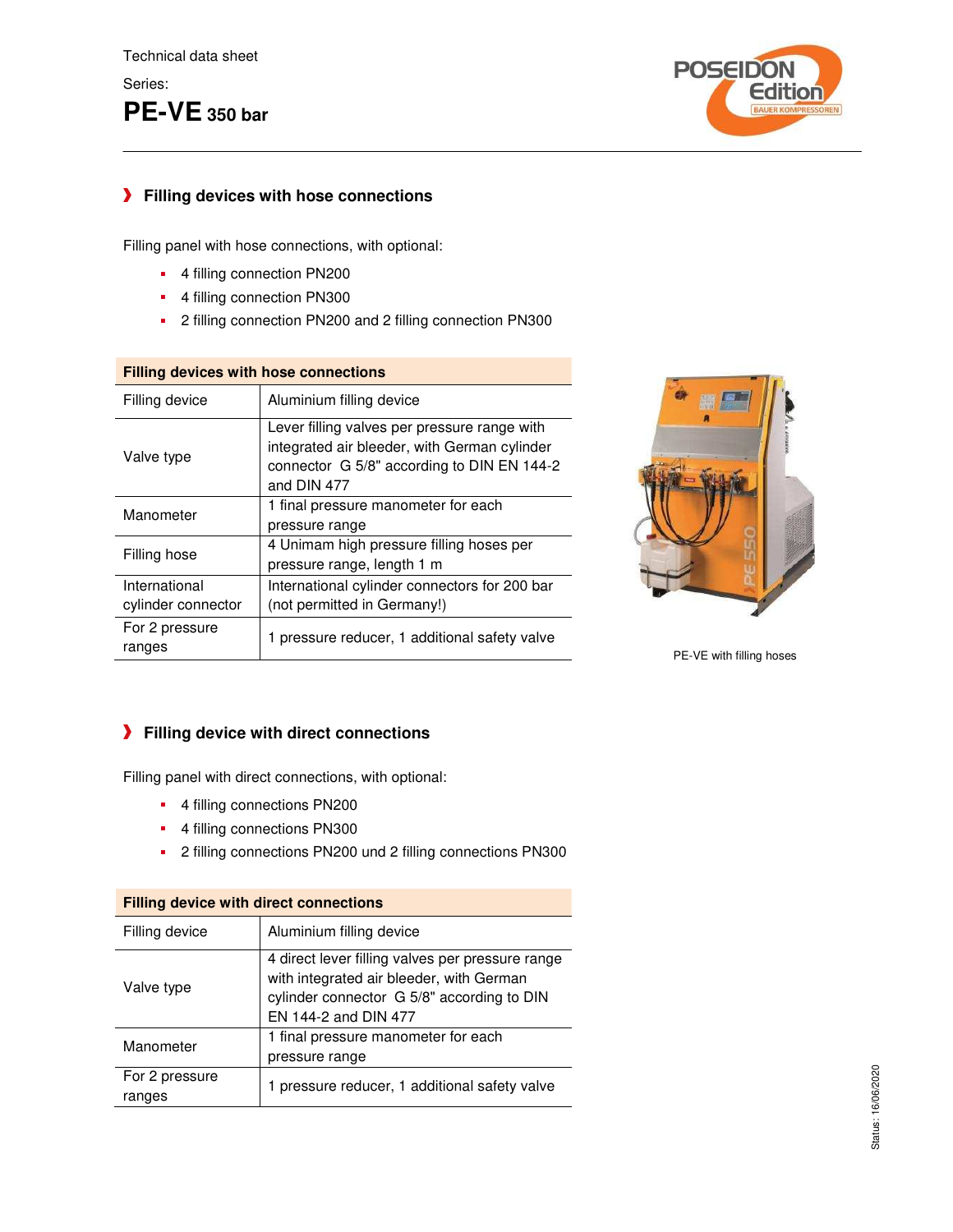Technical data sheet

Series:

# PE-VE 350 bar

## Filling devices with hose connections

Filling panel with hose connections, with optional:

- 4 filling connection PN200
- 4 filling connection PN300
- 2 filling connection PN200 and 2 filling connection PN300

| Filling devices with hose connections | |
|---|---|
| Filling device | Aluminium filling device |
| Valve type | Lever filling valves per pressure range with integrated air bleeder, with German cylinder connector G 5/8" according to DIN EN 144-2 and DIN 477 |
| Manometer | 1 final pressure manometer for each pressure range |
| Filling hose | 4 Unimam high pressure filling hoses per pressure range, length 1 m |
| International cylinder connector | International cylinder connectors for 200 bar (not permitted in Germany!) |
| For 2 pressure ranges | 1 pressure reducer, 1 additional safety valve |

PE-VE with filling hoses

## Filling device with direct connections

Filling panel with direct connections, with optional:

- 4 filling connections PN200
- 4 filling connections PN300
- 2 filling connections PN200 und 2 filling connections PN300

| Filling device with direct connections | |
|---|---|
| Filling device | Aluminium filling device |
| Valve type | 4 direct lever filling valves per pressure range with integrated air bleeder, with German cylinder connector G 5/8" according to DIN EN 144-2 and DIN 477 |
| Manometer | 1 final pressure manometer for each pressure range |
| For 2 pressure ranges | 1 pressure reducer, 1 additional safety valve |

Status: 16/06/2020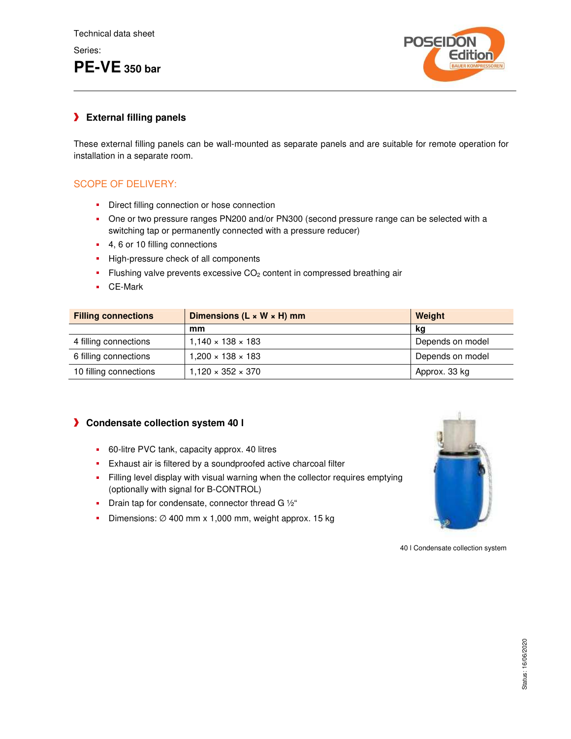Technical data sheet

Series:

# PE-VE 350 bar

## External filling panels

These external filling panels can be wall-mounted as separate panels and are suitable for remote operation for installation in a separate room.

### SCOPE OF DELIVERY:

- Direct filling connection or hose connection
- One or two pressure ranges PN200 and/or PN300 (second pressure range can be selected with a switching tap or permanently connected with a pressure reducer)
- 4, 6 or 10 filling connections
- High-pressure check of all components
- Flushing valve prevents excessive $CO_2$ content in compressed breathing air
- CE-Mark

| Filling connections | Dimensions (L × W × H) mm | Weight |
|---|---|---|
| | mm | kg |
| 4 filling connections | 1,140 × 138 × 183 | Depends on model |
| 6 filling connections | 1,200 × 138 × 183 | Depends on model |
| 10 filling connections | 1,120 × 352 × 370 | Approx. 33 kg |

## Condensate collection system 40 l

- 60-litre PVC tank, capacity approx. 40 litres
- Exhaust air is filtered by a soundproofed active charcoal filter
- Filling level display with visual warning when the collector requires emptying (optionally with signal for B-CONTROL)
- Drain tap for condensate, connector thread G ½“
- Dimensions: ∅ 400 mm x 1,000 mm, weight approx. 15 kg

40 l Condensate collection system

Status: 16/06/2020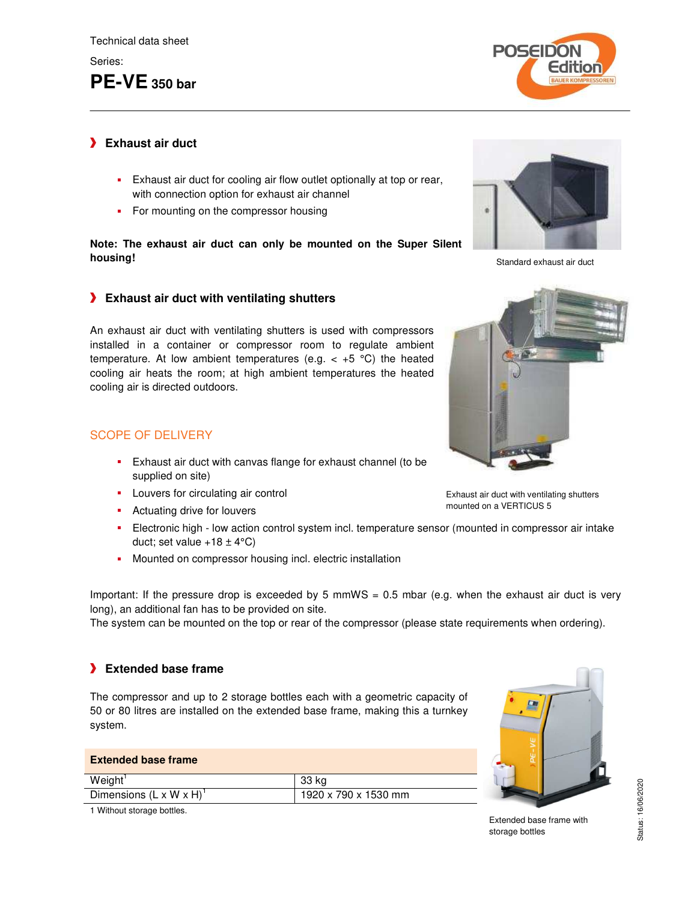Technical data sheet

Series:

# PE-VE 350 bar

## Exhaust air duct

- Exhaust air duct for cooling air flow outlet optionally at top or rear, with connection option for exhaust air channel
- For mounting on the compressor housing

**Note: The exhaust air duct can only be mounted on the Super Silent housing!**

Standard exhaust air duct

## Exhaust air duct with ventilating shutters

An exhaust air duct with ventilating shutters is used with compressors installed in a container or compressor room to regulate ambient temperature. At low ambient temperatures (e.g. < +5 °C) the heated cooling air heats the room; at high ambient temperatures the heated cooling air is directed outdoors.

### SCOPE OF DELIVERY

- Exhaust air duct with canvas flange for exhaust channel (to be supplied on site)
- Louvers for circulating air control
- Actuating drive for louvers
- Electronic high - low action control system incl. temperature sensor (mounted in compressor air intake duct; set value +18 ± 4°C)
- Mounted on compressor housing incl. electric installation

Exhaust air duct with ventilating shutters mounted on a VERTICUS 5

Important: If the pressure drop is exceeded by 5 mmWS = 0.5 mbar (e.g. when the exhaust air duct is very long), an additional fan has to be provided on site.
The system can be mounted on the top or rear of the compressor (please state requirements when ordering).

## Extended base frame

The compressor and up to 2 storage bottles each with a geometric capacity of 50 or 80 litres are installed on the extended base frame, making this a turnkey system.

| Extended base frame | |
|---|---|
| Weight[1] | 33 kg |
| Dimensions (L x W x H)[1] | 1920 x 790 x 1530 mm |

1 Without storage bottles.

Extended base frame with storage bottles

Status: 16/06/2020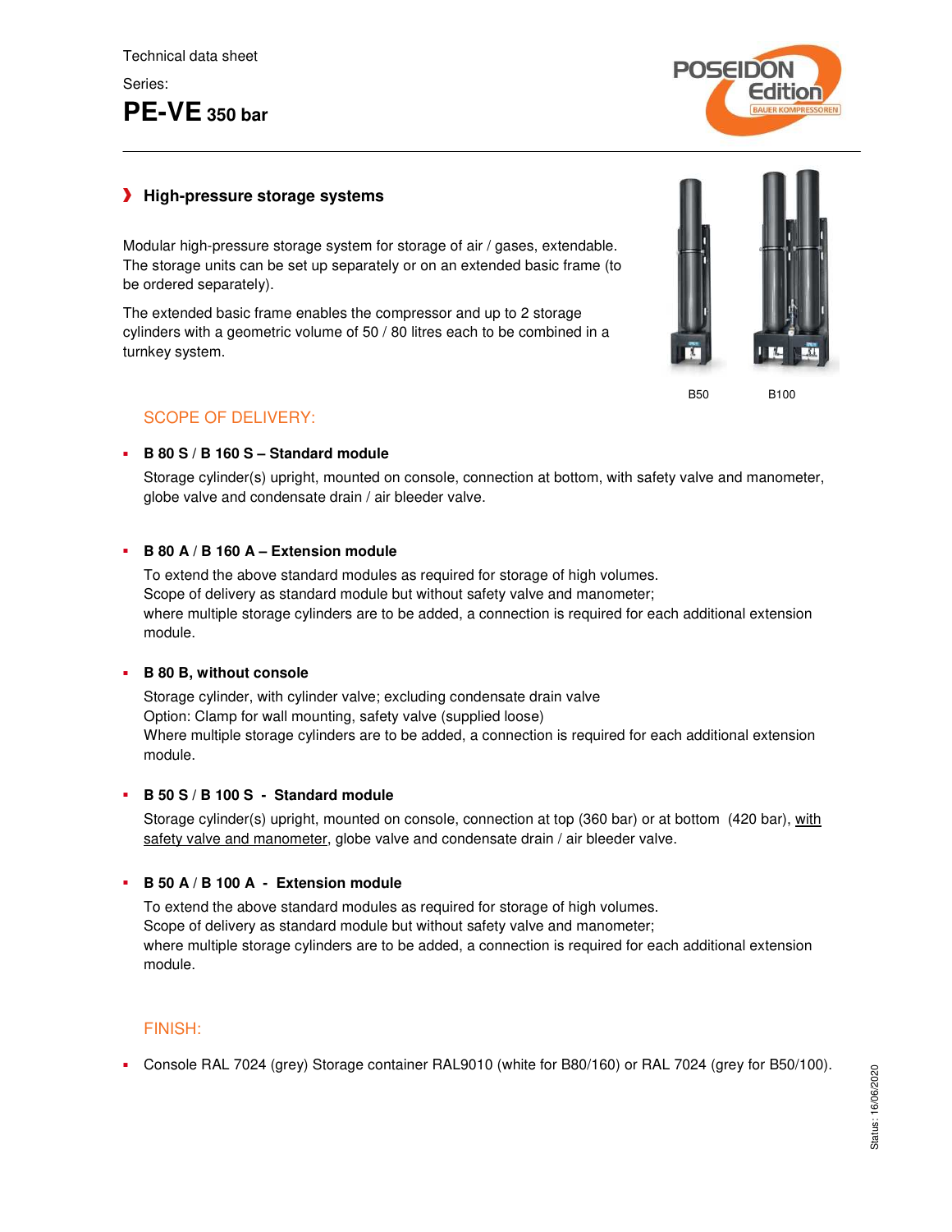Technical data sheet

Series:

# PE-VE 350 bar

## High-pressure storage systems

Modular high-pressure storage system for storage of air / gases, extendable. The storage units can be set up separately or on an extended basic frame (to be ordered separately).

The extended basic frame enables the compressor and up to 2 storage cylinders with a geometric volume of 50 / 80 litres each to be combined in a turnkey system.

B50 B100

### SCOPE OF DELIVERY:

- **B 80 S / B 160 S – Standard module**

  Storage cylinder(s) upright, mounted on console, connection at bottom, with safety valve and manometer, globe valve and condensate drain / air bleeder valve.

- **B 80 A / B 160 A – Extension module**

  To extend the above standard modules as required for storage of high volumes.
  Scope of delivery as standard module but without safety valve and manometer;
  where multiple storage cylinders are to be added, a connection is required for each additional extension module.

- **B 80 B, without console**

  Storage cylinder, with cylinder valve; excluding condensate drain valve
  Option: Clamp for wall mounting, safety valve (supplied loose)
  Where multiple storage cylinders are to be added, a connection is required for each additional extension module.

- **B 50 S / B 100 S - Standard module**

  Storage cylinder(s) upright, mounted on console, connection at top (360 bar) or at bottom (420 bar), with safety valve and manometer, globe valve and condensate drain / air bleeder valve.

- **B 50 A / B 100 A - Extension module**

  To extend the above standard modules as required for storage of high volumes.
  Scope of delivery as standard module but without safety valve and manometer;
  where multiple storage cylinders are to be added, a connection is required for each additional extension module.

### FINISH:

- Console RAL 7024 (grey) Storage container RAL9010 (white for B80/160) or RAL 7024 (grey for B50/100).

Status: 16/06/2020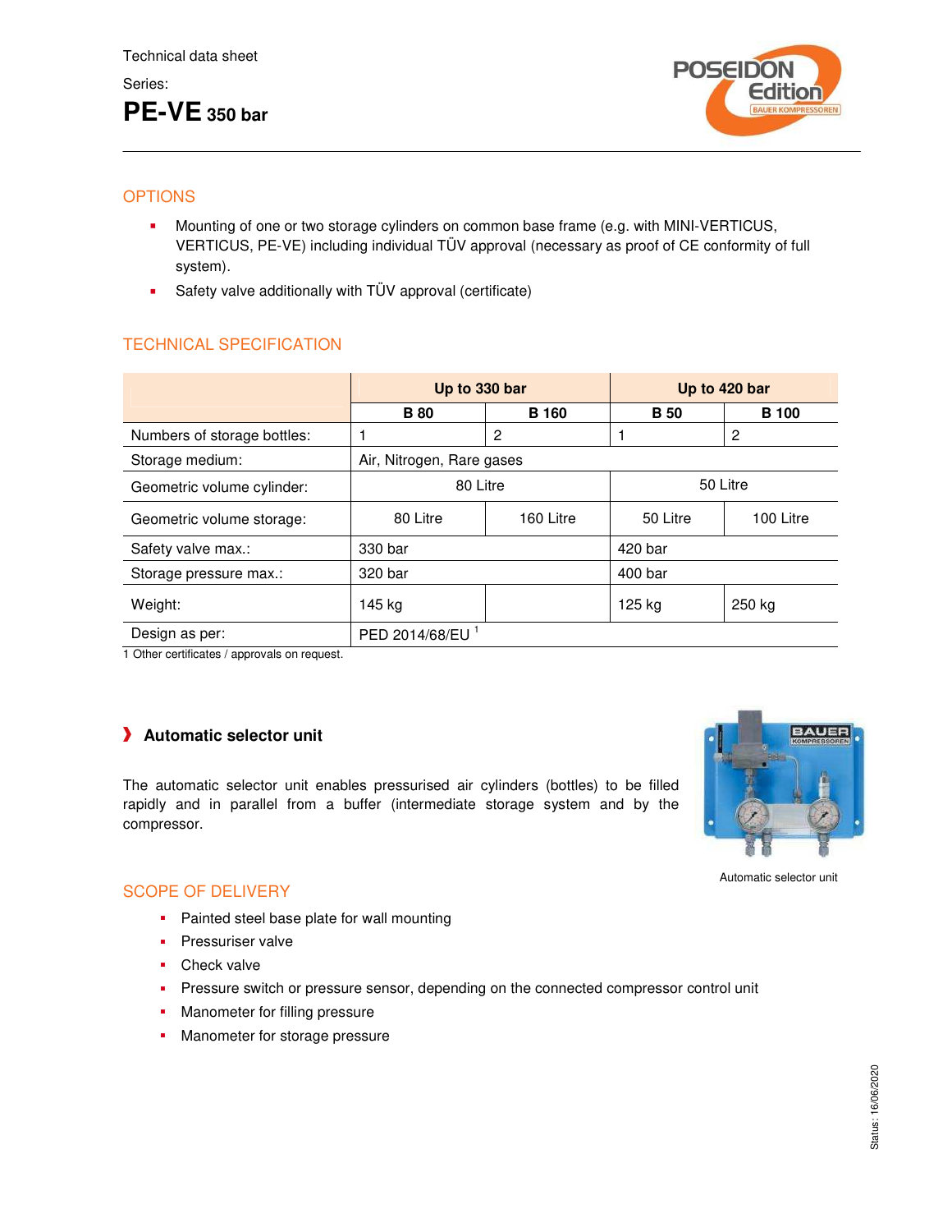Technical data sheet

Series:

# PE-VE 350 bar

## OPTIONS

- Mounting of one or two storage cylinders on common base frame (e.g. with MINI-VERTICUS, VERTICUS, PE-VE) including individual TÜV approval (necessary as proof of CE conformity of full system).
- Safety valve additionally with TÜV approval (certificate)

## TECHNICAL SPECIFICATION

| | Up to 330 bar | | Up to 420 bar | |
|---|---|---|---|---|
| | **B 80** | **B 160** | **B 50** | **B 100** |
| Numbers of storage bottles: | 1 | 2 | 1 | 2 |
| Storage medium: | Air, Nitrogen, Rare gases | | | |
| Geometric volume cylinder: | 80 Litre | | 50 Litre | |
| Geometric volume storage: | 80 Litre | 160 Litre | 50 Litre | 100 Litre |
| Safety valve max.: | 330 bar | | 420 bar | |
| Storage pressure max.: | 320 bar | | 400 bar | |
| Weight: | 145 kg | | 125 kg | 250 kg |
| Design as per: | PED 2014/68/EU [1] | | | |

1 Other certificates / approvals on request.

## › Automatic selector unit

The automatic selector unit enables pressurised air cylinders (bottles) to be filled rapidly and in parallel from a buffer (intermediate storage system and by the compressor.

Automatic selector unit

## SCOPE OF DELIVERY

- Painted steel base plate for wall mounting
- Pressuriser valve
- Check valve
- Pressure switch or pressure sensor, depending on the connected compressor control unit
- Manometer for filling pressure
- Manometer for storage pressure

Status: 16/06/2020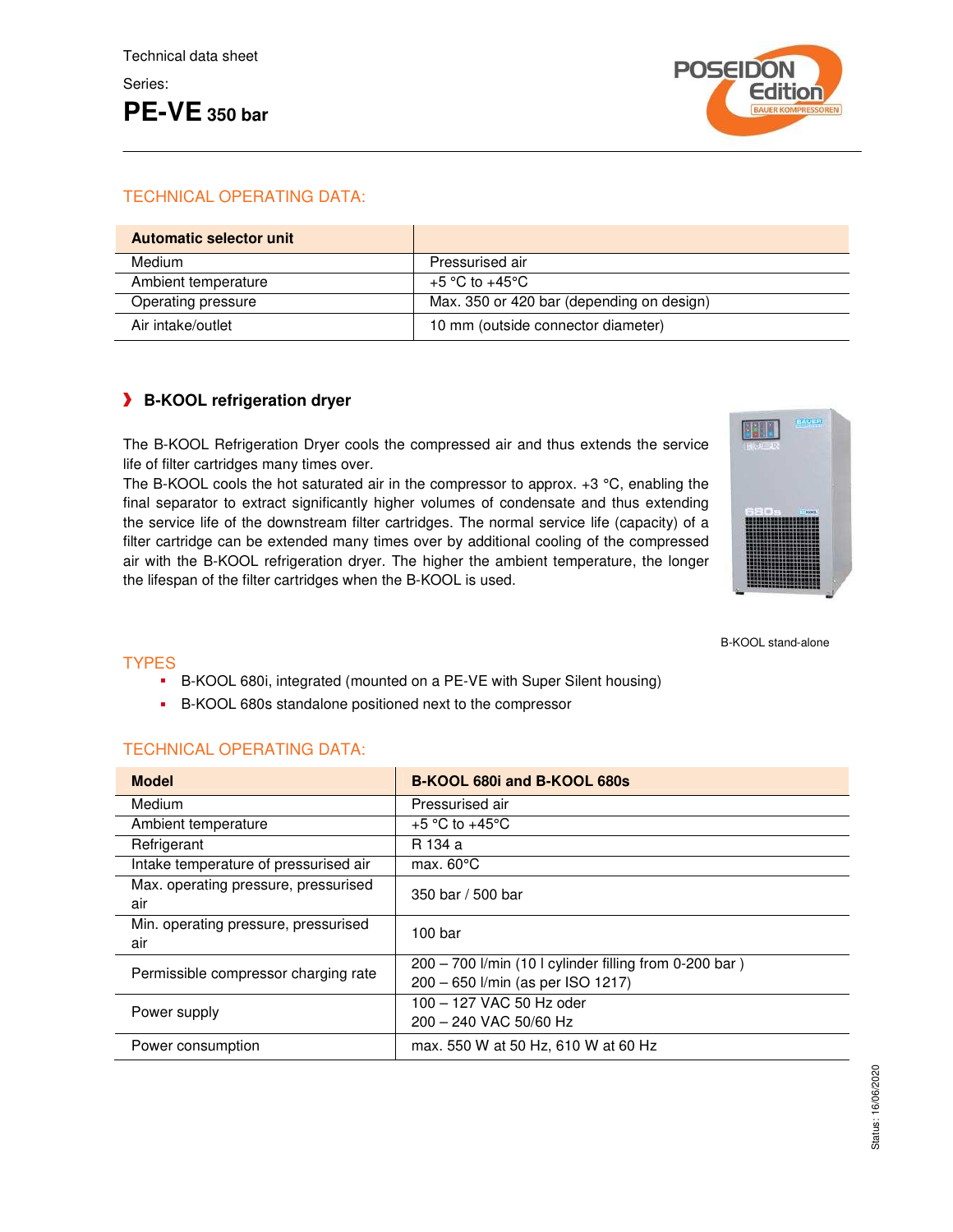Technical data sheet

Series:

# PE-VE 350 bar

## TECHNICAL OPERATING DATA:

| Automatic selector unit | |
|---|---|
| Medium | Pressurised air |
| Ambient temperature | +5 °C to +45°C |
| Operating pressure | Max. 350 or 420 bar (depending on design) |
| Air intake/outlet | 10 mm (outside connector diameter) |

### B-KOOL refrigeration dryer

The B-KOOL Refrigeration Dryer cools the compressed air and thus extends the service life of filter cartridges many times over.
The B-KOOL cools the hot saturated air in the compressor to approx. +3 °C, enabling the final separator to extract significantly higher volumes of condensate and thus extending the service life of the downstream filter cartridges. The normal service life (capacity) of a filter cartridge can be extended many times over by additional cooling of the compressed air with the B-KOOL refrigeration dryer. The higher the ambient temperature, the longer the lifespan of the filter cartridges when the B-KOOL is used.

B-KOOL stand-alone

## TYPES

- B-KOOL 680i, integrated (mounted on a PE-VE with Super Silent housing)
- B-KOOL 680s standalone positioned next to the compressor

## TECHNICAL OPERATING DATA:

| Model | B-KOOL 680i and B-KOOL 680s |
|---|---|
| Medium | Pressurised air |
| Ambient temperature | +5 °C to +45°C |
| Refrigerant | R 134 a |
| Intake temperature of pressurised air | max. 60°C |
| Max. operating pressure, pressurised air | 350 bar / 500 bar |
| Min. operating pressure, pressurised air | 100 bar |
| Permissible compressor charging rate | 200 – 700 l/min (10 l cylinder filling from 0-200 bar )<br>200 – 650 l/min (as per ISO 1217) |
| Power supply | 100 – 127 VAC 50 Hz oder<br>200 – 240 VAC 50/60 Hz |
| Power consumption | max. 550 W at 50 Hz, 610 W at 60 Hz |

Status: 16/06/2020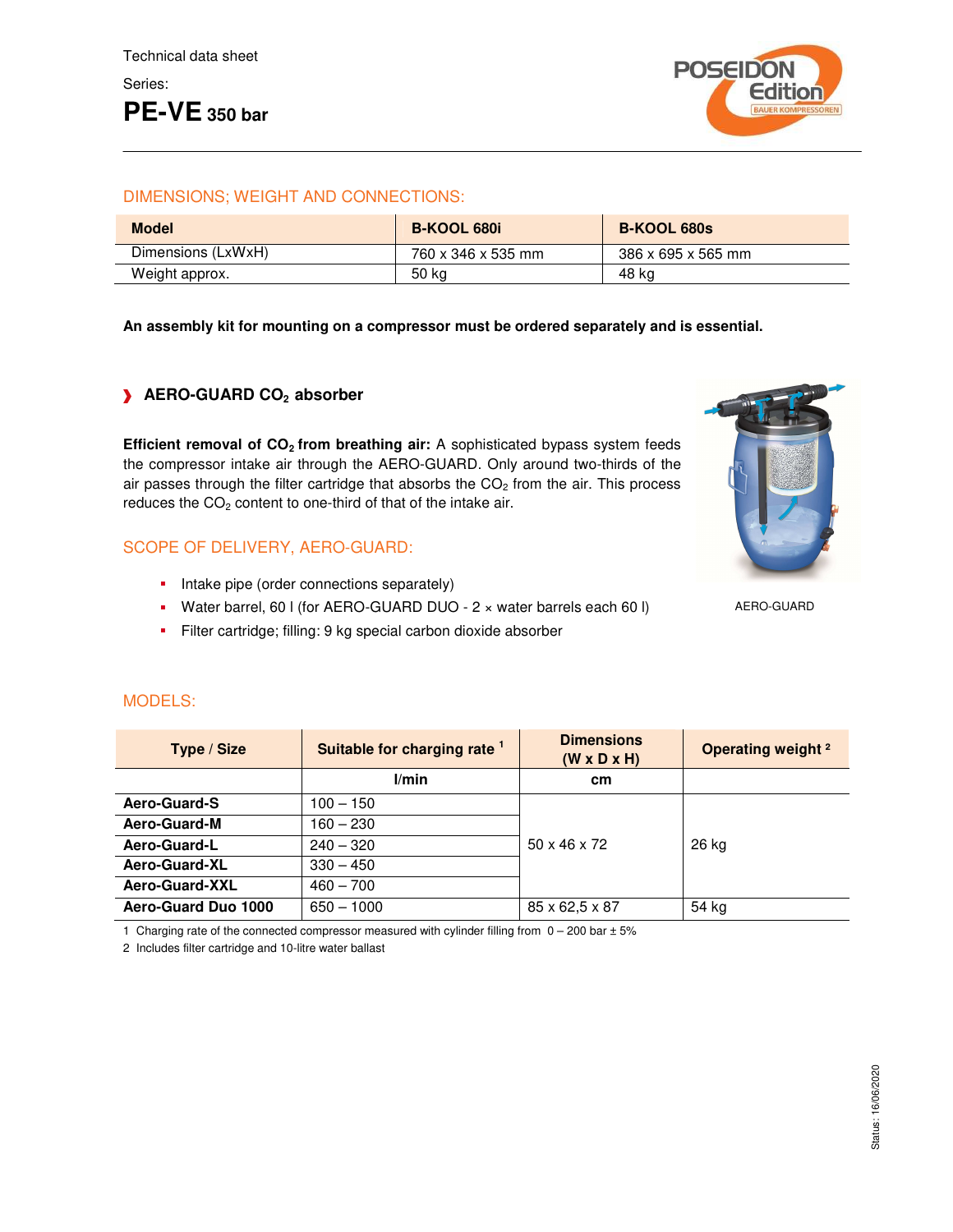Technical data sheet

Series:

# PE-VE 350 bar

## DIMENSIONS; WEIGHT AND CONNECTIONS:

| Model | B-KOOL 680i | B-KOOL 680s |
|---|---|---|
| Dimensions (LxWxH) | 760 x 346 x 535 mm | 386 x 695 x 565 mm |
| Weight approx. | 50 kg | 48 kg |

**An assembly kit for mounting on a compressor must be ordered separately and is essential.**

### AERO-GUARD $CO_2$ absorber

**Efficient removal of $CO_2$ from breathing air:** A sophisticated bypass system feeds the compressor intake air through the AERO-GUARD. Only around two-thirds of the air passes through the filter cartridge that absorbs the $CO_2$ from the air. This process reduces the $CO_2$ content to one-third of that of the intake air.

AERO-GUARD

## SCOPE OF DELIVERY, AERO-GUARD:

- Intake pipe (order connections separately)
- Water barrel, 60 l (for AERO-GUARD DUO - 2 × water barrels each 60 l)
- Filter cartridge; filling: 9 kg special carbon dioxide absorber

## MODELS:

| Type / Size | Suitable for charging rate [1] | Dimensions (W x D x H) | Operating weight [2] |
|---|---|---|---|
| | l/min | cm | |
| Aero-Guard-S | 100 – 150 | 50 x 46 x 72 | 26 kg |
| Aero-Guard-M | 160 – 230 | | |
| Aero-Guard-L | 240 – 320 | | |
| Aero-Guard-XL | 330 – 450 | | |
| Aero-Guard-XXL | 460 – 700 | | |
| Aero-Guard Duo 1000 | 650 – 1000 | 85 x 62,5 x 87 | 54 kg |

1 Charging rate of the connected compressor measured with cylinder filling from 0 – 200 bar ± 5%

2 Includes filter cartridge and 10-litre water ballast

Status: 16/06/2020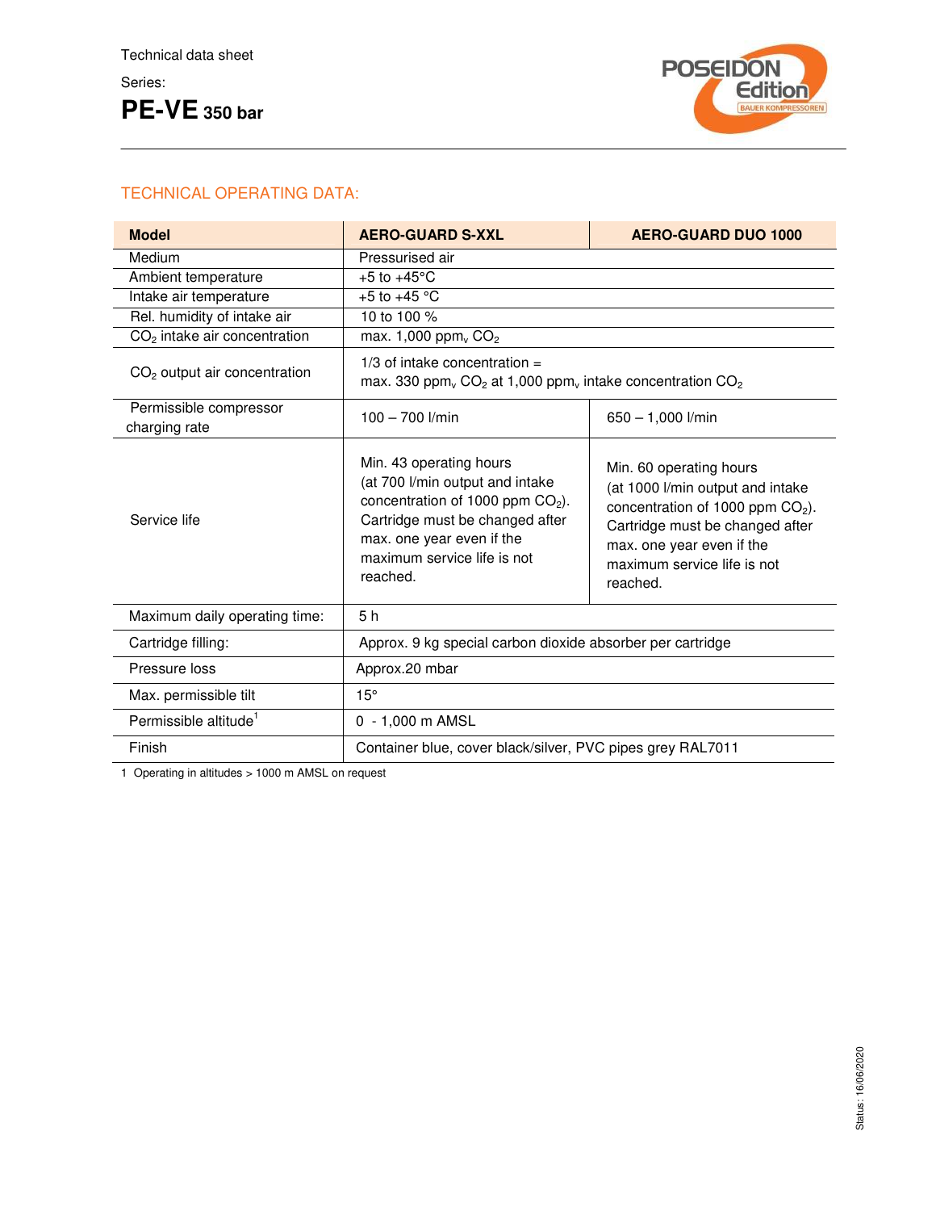Technical data sheet

Series:

# PE-VE 350 bar

## TECHNICAL OPERATING DATA:

| Model | AERO-GUARD S-XXL | AERO-GUARD DUO 1000 |
|---|---|---|
| Medium | Pressurised air | |
| Ambient temperature | +5 to +45°C | |
| Intake air temperature | +5 to +45 °C | |
| Rel. humidity of intake air | 10 to 100 % | |
| $CO_2$ intake air concentration | max. 1,000 $ppm_v$ $CO_2$ | |
| $CO_2$ output air concentration | 1/3 of intake concentration = max. 330 $ppm_v$ $CO_2$ at 1,000 $ppm_v$ intake concentration $CO_2$ | |
| Permissible compressor charging rate | 100 – 700 l/min | 650 – 1,000 l/min |
| Service life | Min. 43 operating hours (at 700 l/min output and intake concentration of 1000 ppm $CO_2$). Cartridge must be changed after max. one year even if the maximum service life is not reached. | Min. 60 operating hours (at 1000 l/min output and intake concentration of 1000 ppm $CO_2$). Cartridge must be changed after max. one year even if the maximum service life is not reached. |
| Maximum daily operating time: | 5 h | |
| Cartridge filling: | Approx. 9 kg special carbon dioxide absorber per cartridge | |
| Pressure loss | Approx.20 mbar | |
| Max. permissible tilt | 15° | |
| Permissible altitude[1] | 0 - 1,000 m AMSL | |
| Finish | Container blue, cover black/silver, PVC pipes grey RAL7011 | |

1 Operating in altitudes > 1000 m AMSL on request

Status: 16/06/2020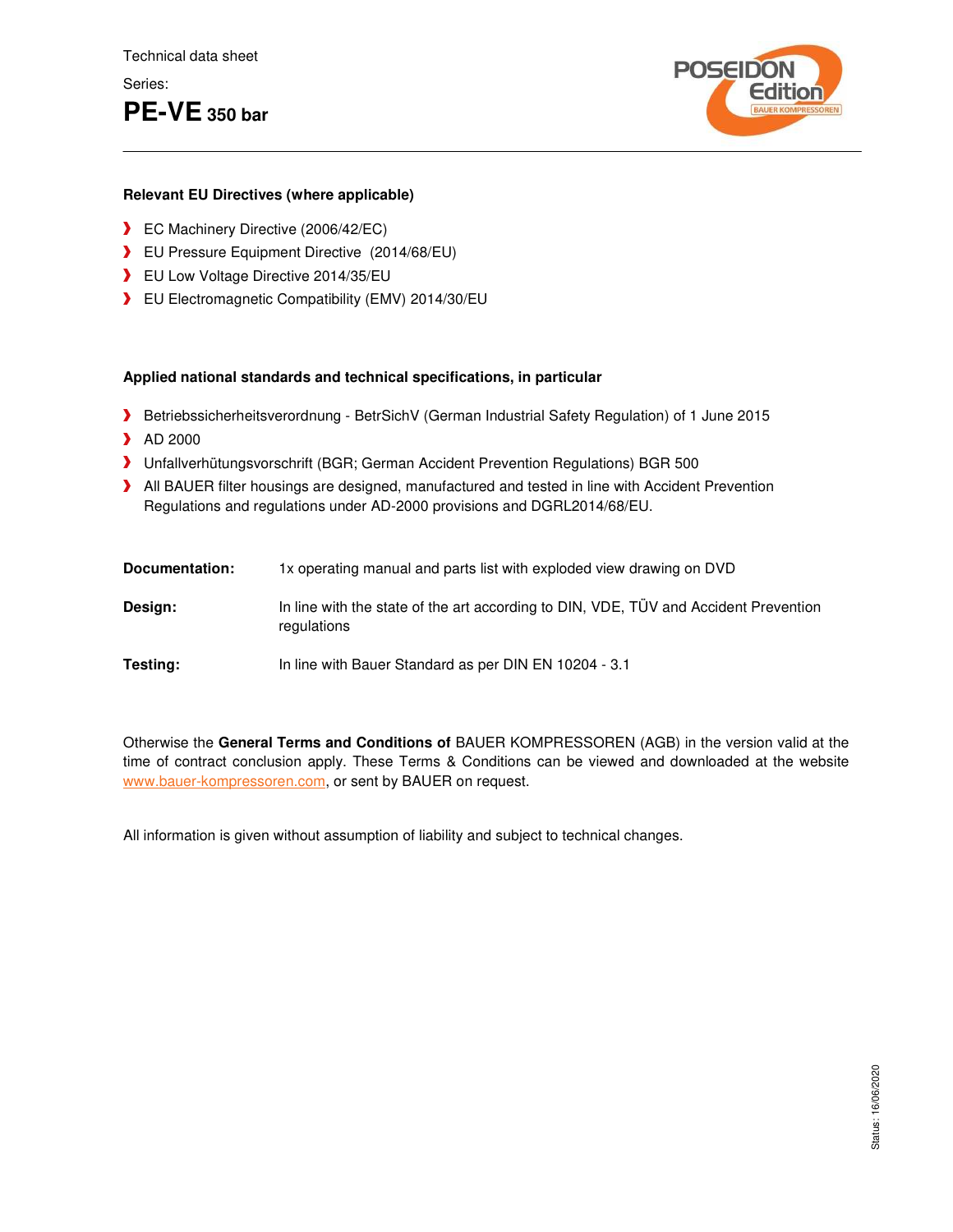Technical data sheet

Series:

# PE-VE 350 bar

**Relevant EU Directives (where applicable)**

- EC Machinery Directive (2006/42/EC)
- EU Pressure Equipment Directive (2014/68/EU)
- EU Low Voltage Directive 2014/35/EU
- EU Electromagnetic Compatibility (EMV) 2014/30/EU

**Applied national standards and technical specifications, in particular**

- Betriebssicherheitsverordnung - BetrSichV (German Industrial Safety Regulation) of 1 June 2015
- AD 2000
- Unfallverhütungsvorschrift (BGR; German Accident Prevention Regulations) BGR 500
- All BAUER filter housings are designed, manufactured and tested in line with Accident Prevention Regulations and regulations under AD-2000 provisions and DGRL2014/68/EU.

| | |
|---|---|
| **Documentation:** | 1x operating manual and parts list with exploded view drawing on DVD |
| **Design:** | In line with the state of the art according to DIN, VDE, TÜV and Accident Prevention regulations |
| **Testing:** | In line with Bauer Standard as per DIN EN 10204 - 3.1 |

Otherwise the **General Terms and Conditions of** BAUER KOMPRESSOREN (AGB) in the version valid at the time of contract conclusion apply. These Terms & Conditions can be viewed and downloaded at the website www.bauer-kompressoren.com, or sent by BAUER on request.

All information is given without assumption of liability and subject to technical changes.

Status: 16/06/2020